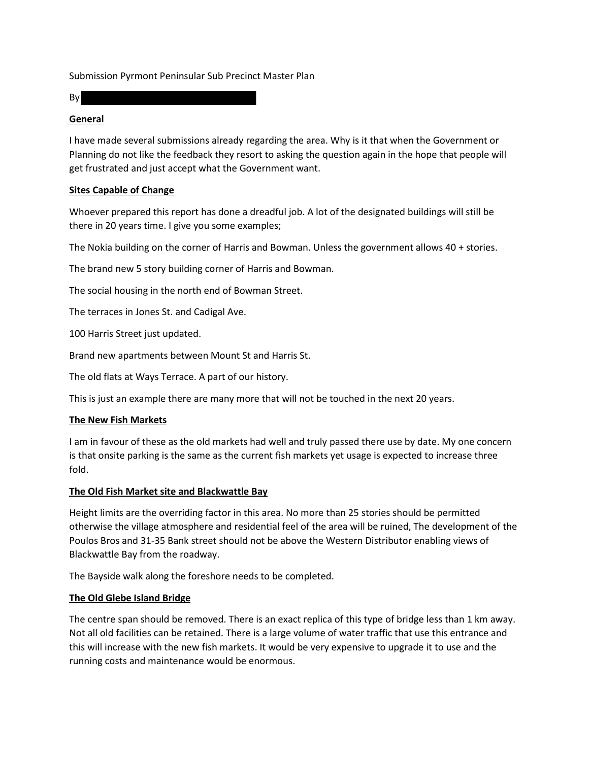Submission Pyrmont Peninsular Sub Precinct Master Plan

By

**General**

I have made several submissions already regarding the area. Why is it that when the Government or Planning do not like the feedback they resort to asking the question again in the hope that people will get frustrated and just accept what the Government want.

**Sites Capable of Change**

Whoever prepared this report has done a dreadful job. A lot of the designated buildings will still be there in 20 years time. I give you some examples;

The Nokia building on the corner of Harris and Bowman. Unless the government allows 40 + stories.

The brand new 5 story building corner of Harris and Bowman.

The social housing in the north end of Bowman Street.

The terraces in Jones St. and Cadigal Ave.

100 Harris Street just updated.

Brand new apartments between Mount St and Harris St.

The old flats at Ways Terrace. A part of our history.

This is just an example there are many more that will not be touched in the next 20 years.

**The New Fish Markets**

I am in favour of these as the old markets had well and truly passed there use by date. My one concern is that onsite parking is the same as the current fish markets yet usage is expected to increase three fold.

**The Old Fish Market site and Blackwattle Bay**

Height limits are the overriding factor in this area. No more than 25 stories should be permitted otherwise the village atmosphere and residential feel of the area will be ruined, The development of the Poulos Bros and 31-35 Bank street should not be above the Western Distributor enabling views of Blackwattle Bay from the roadway.

The Bayside walk along the foreshore needs to be completed.

**The Old Glebe Island Bridge**

The centre span should be removed. There is an exact replica of this type of bridge less than 1 km away. Not all old facilities can be retained. There is a large volume of water traffic that use this entrance and this will increase with the new fish markets. It would be very expensive to upgrade it to use and the running costs and maintenance would be enormous.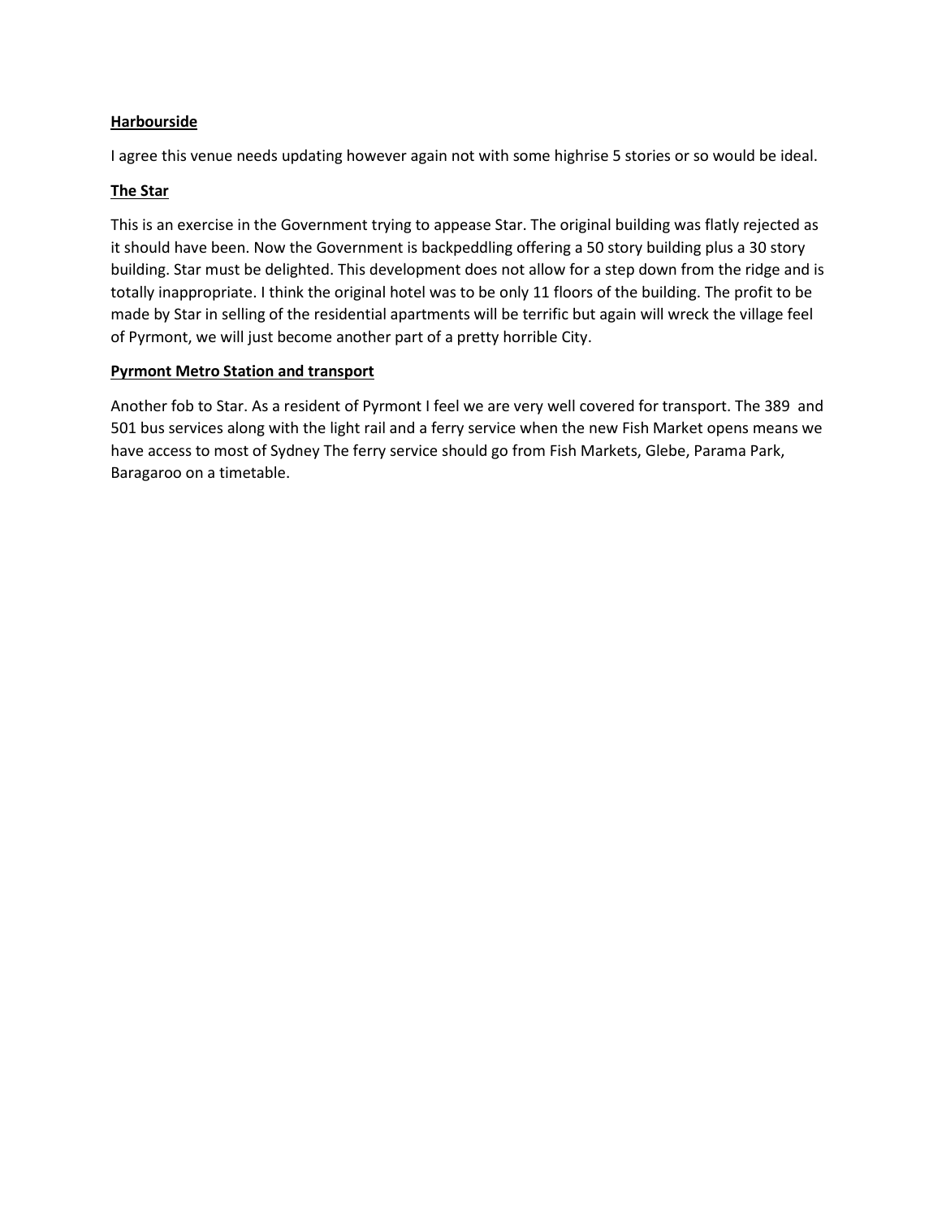**Harbourside**

I agree this venue needs updating however again not with some highrise 5 stories or so would be ideal.

**The Star**

This is an exercise in the Government trying to appease Star. The original building was flatly rejected as it should have been. Now the Government is backpeddling offering a 50 story building plus a 30 story building. Star must be delighted. This development does not allow for a step down from the ridge and is totally inappropriate. I think the original hotel was to be only 11 floors of the building. The profit to be made by Star in selling of the residential apartments will be terrific but again will wreck the village feel of Pyrmont, we will just become another part of a pretty horrible City.

**Pyrmont Metro Station and transport**

Another fob to Star. As a resident of Pyrmont I feel we are very well covered for transport. The 389  and 501 bus services along with the light rail and a ferry service when the new Fish Market opens means we have access to most of Sydney The ferry service should go from Fish Markets, Glebe, Parama Park, Baragaroo on a timetable.